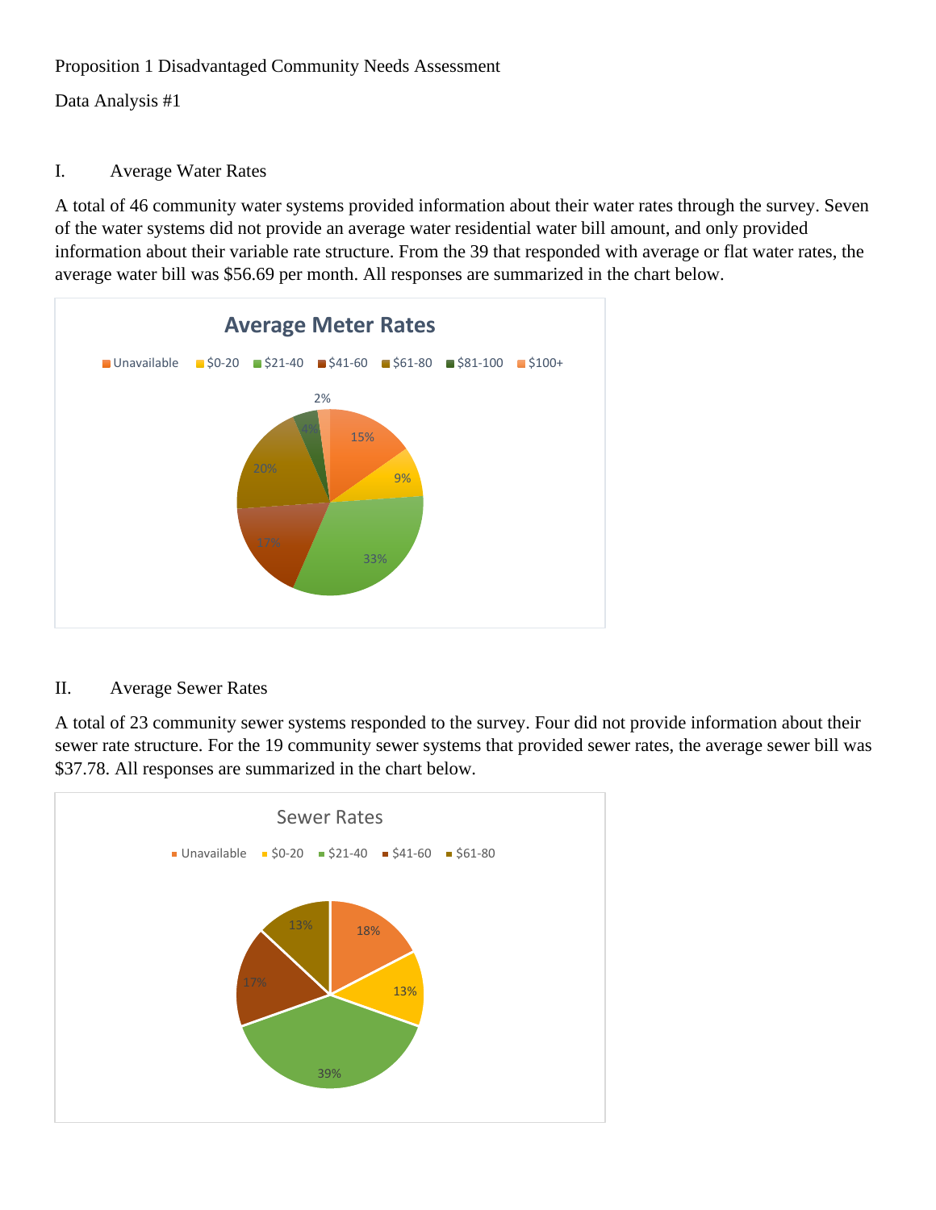Proposition 1 Disadvantaged Community Needs Assessment

Data Analysis #1

## I. Average Water Rates

A total of 46 community water systems provided information about their water rates through the survey. Seven of the water systems did not provide an average water residential water bill amount, and only provided information about their variable rate structure. From the 39 that responded with average or flat water rates, the average water bill was $56.69 per month. All responses are summarized in the chart below.

**Average Meter Rates**

| Category | Percentage |
|---|---|
| Unavailable | 15% |
| $0-20 | 9% |
| $21-40 | 33% |
| $41-60 | 17% |
| $61-80 | 20% |
| $81-100 | 4% |
| $100+ | 2% |

## II. Average Sewer Rates

A total of 23 community sewer systems responded to the survey. Four did not provide information about their sewer rate structure. For the 19 community sewer systems that provided sewer rates, the average sewer bill was $37.78. All responses are summarized in the chart below.

**Sewer Rates**

| Category | Percentage |
|---|---|
| Unavailable | 18% |
| $0-20 | 13% |
| $21-40 | 39% |
| $41-60 | 17% |
| $61-80 | 13% |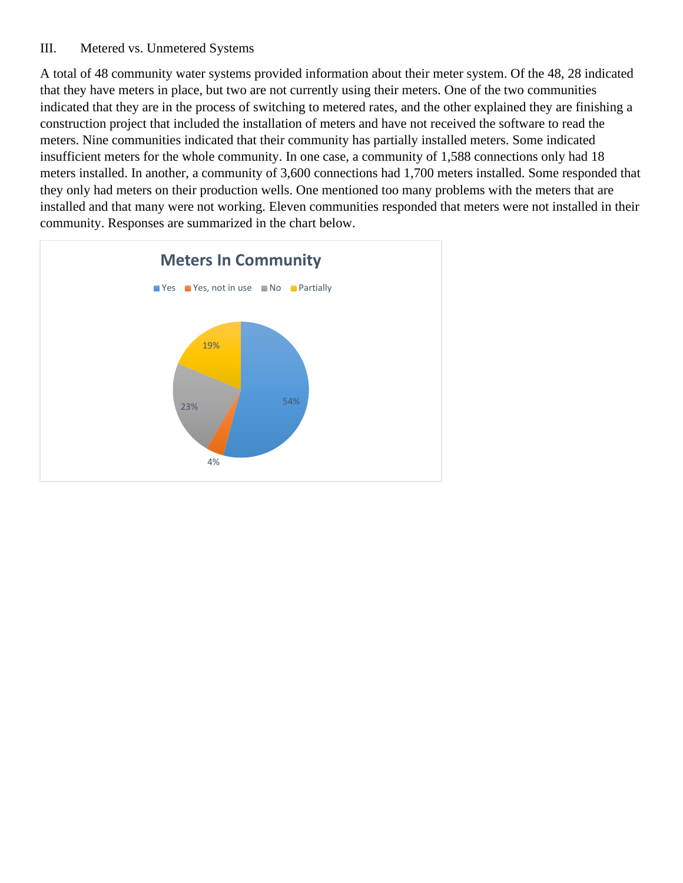### III. Metered vs. Unmetered Systems

A total of 48 community water systems provided information about their meter system. Of the 48, 28 indicated that they have meters in place, but two are not currently using their meters. One of the two communities indicated that they are in the process of switching to metered rates, and the other explained they are finishing a construction project that included the installation of meters and have not received the software to read the meters. Nine communities indicated that their community has partially installed meters. Some indicated insufficient meters for the whole community. In one case, a community of 1,588 connections only had 18 meters installed. In another, a community of 3,600 connections had 1,700 meters installed. Some responded that they only had meters on their production wells. One mentioned too many problems with the meters that are installed and that many were not working. Eleven communities responded that meters were not installed in their community. Responses are summarized in the chart below.

Meters In Community

Yes
Yes, not in use
No
Partially

54%
4%
23%
19%